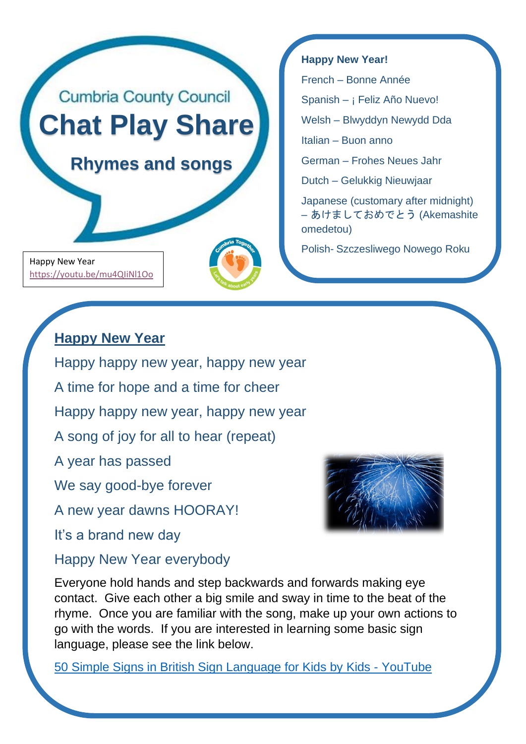Cumbria County Council

# Chat Play Share

## Rhymes and songs

Happy New Year
https://youtu.be/mu4QIiNl1Oo

**Happy New Year!**

French – Bonne Année

Spanish – ¡ Feliz Año Nuevo!

Welsh – Blwyddyn Newydd Dda

Italian – Buon anno

German – Frohes Neues Jahr

Dutch – Gelukkig Nieuwjaar

Japanese (customary after midnight) – あけましておめでとう (Akemashite omedetou)

Polish- Szczesliwego Nowego Roku

## Happy New Year

Happy happy new year, happy new year

A time for hope and a time for cheer

Happy happy new year, happy new year

A song of joy for all to hear (repeat)

A year has passed

We say good-bye forever

A new year dawns HOORAY!

It's a brand new day

Happy New Year everybody

Everyone hold hands and step backwards and forwards making eye contact. Give each other a big smile and sway in time to the beat of the rhyme. Once you are familiar with the song, make up your own actions to go with the words. If you are interested in learning some basic sign language, please see the link below.

[50 Simple Signs in British Sign Language for Kids by Kids - YouTube]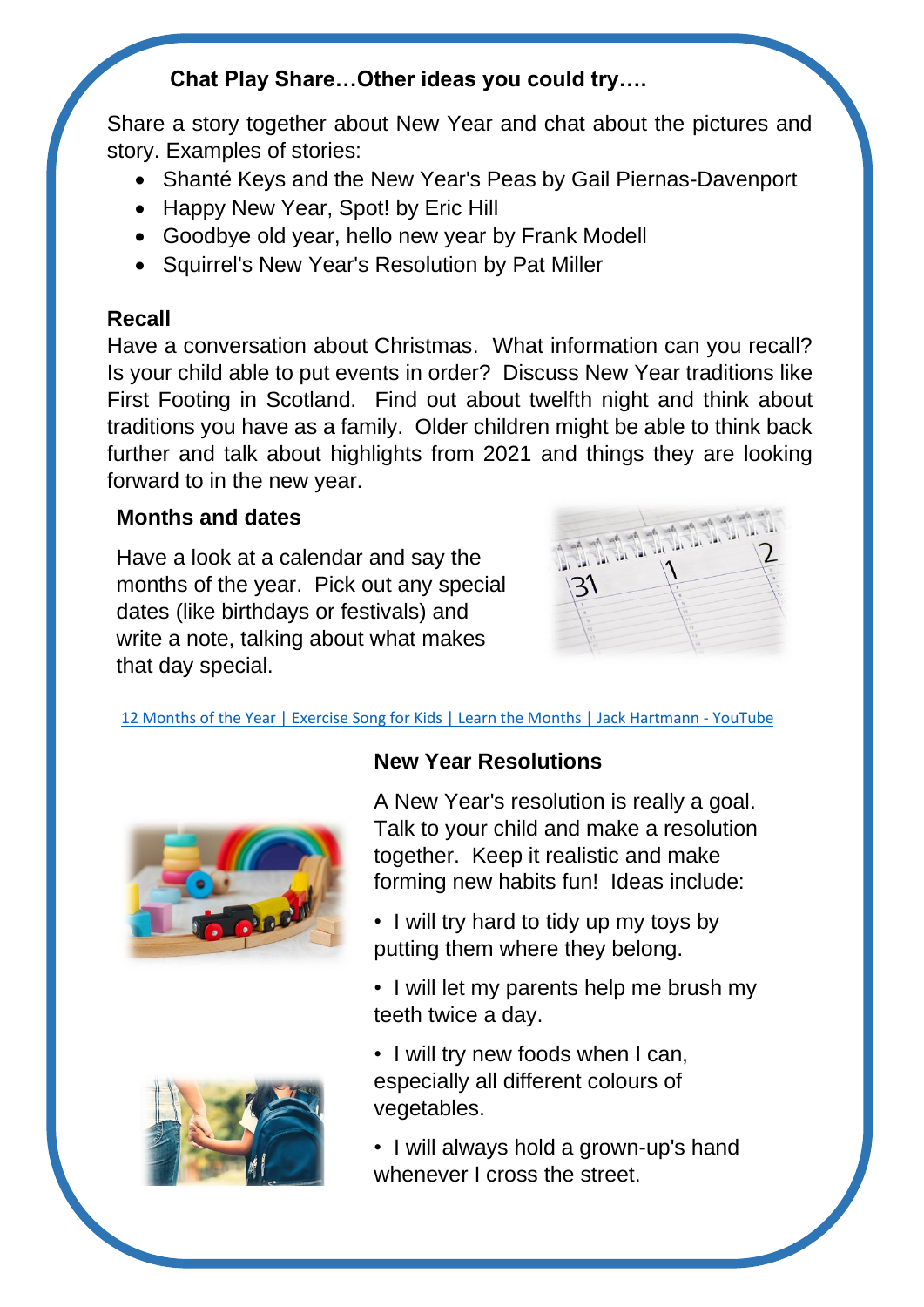## Chat Play Share…Other ideas you could try….

Share a story together about New Year and chat about the pictures and story. Examples of stories:

- Shanté Keys and the New Year's Peas by Gail Piernas-Davenport
- Happy New Year, Spot! by Eric Hill
- Goodbye old year, hello new year by Frank Modell
- Squirrel's New Year's Resolution by Pat Miller

### Recall

Have a conversation about Christmas. What information can you recall? Is your child able to put events in order? Discuss New Year traditions like First Footing in Scotland. Find out about twelfth night and think about traditions you have as a family. Older children might be able to think back further and talk about highlights from 2021 and things they are looking forward to in the new year.

### Months and dates

Have a look at a calendar and say the months of the year. Pick out any special dates (like birthdays or festivals) and write a note, talking about what makes that day special.

[12 Months of the Year | Exercise Song for Kids | Learn the Months | Jack Hartmann - YouTube]

### New Year Resolutions

A New Year's resolution is really a goal. Talk to your child and make a resolution together. Keep it realistic and make forming new habits fun! Ideas include:

- I will try hard to tidy up my toys by putting them where they belong.
- I will let my parents help me brush my teeth twice a day.
- I will try new foods when I can, especially all different colours of vegetables.
- I will always hold a grown-up's hand whenever I cross the street.